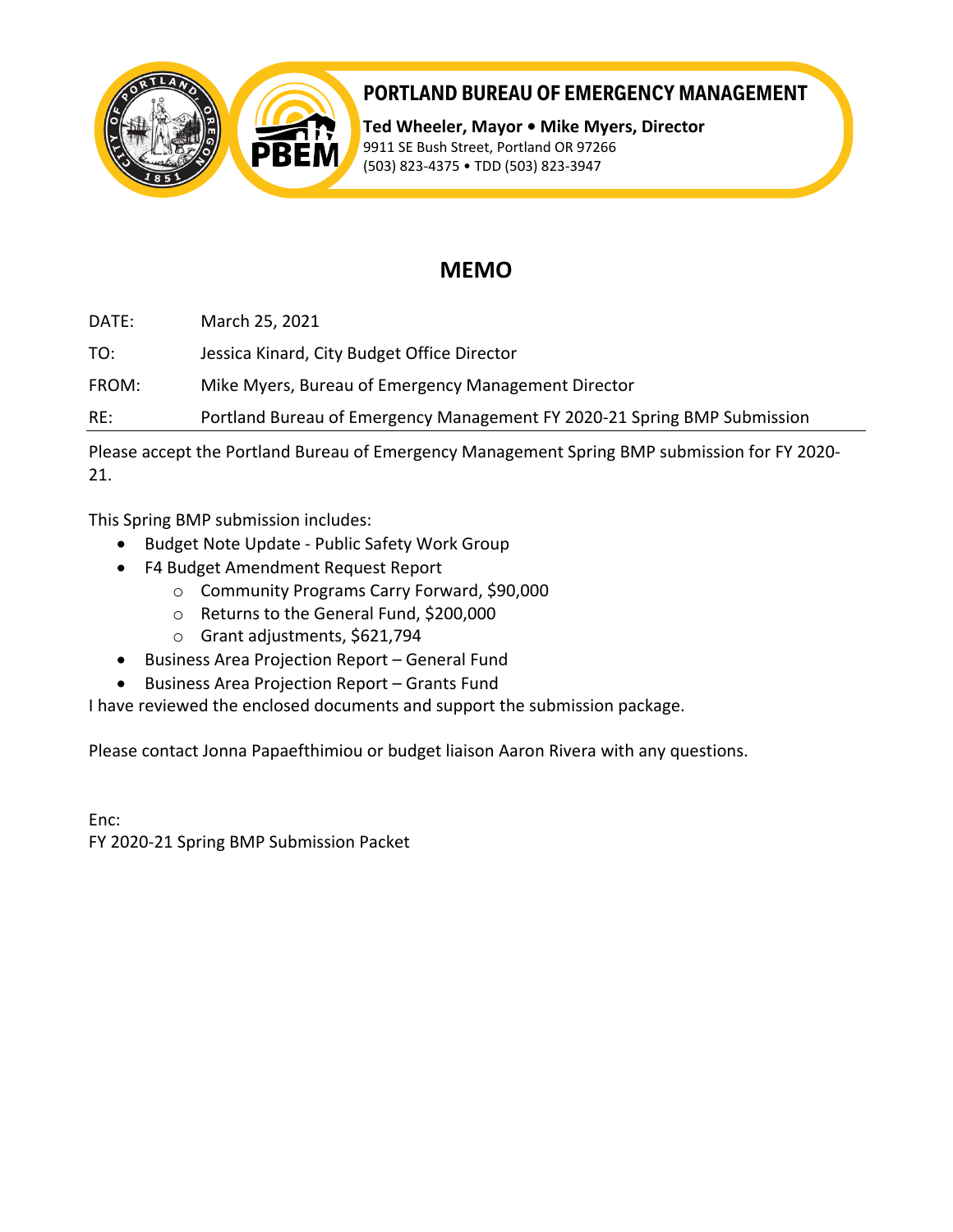# PORTLAND BUREAU OF EMERGENCY MANAGEMENT

**Ted Wheeler, Mayor • Mike Myers, Director**
9911 SE Bush Street, Portland OR 97266
(503) 823-4375 • TDD (503) 823-3947

## MEMO

DATE: March 25, 2021

TO: Jessica Kinard, City Budget Office Director

FROM: Mike Myers, Bureau of Emergency Management Director

RE: Portland Bureau of Emergency Management FY 2020-21 Spring BMP Submission

---

Please accept the Portland Bureau of Emergency Management Spring BMP submission for FY 2020-21.

This Spring BMP submission includes:

- Budget Note Update - Public Safety Work Group
- F4 Budget Amendment Request Report
  - Community Programs Carry Forward, $90,000
  - Returns to the General Fund, $200,000
  - Grant adjustments, $621,794
- Business Area Projection Report – General Fund
- Business Area Projection Report – Grants Fund

I have reviewed the enclosed documents and support the submission package.

Please contact Jonna Papaefthimiou or budget liaison Aaron Rivera with any questions.

Enc:
FY 2020-21 Spring BMP Submission Packet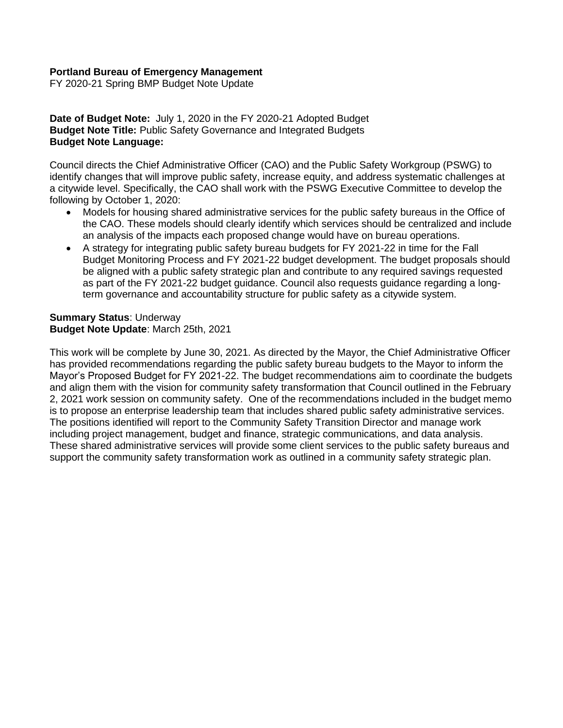**Portland Bureau of Emergency Management**
FY 2020-21 Spring BMP Budget Note Update

**Date of Budget Note:** July 1, 2020 in the FY 2020-21 Adopted Budget
**Budget Note Title:** Public Safety Governance and Integrated Budgets
**Budget Note Language:**

Council directs the Chief Administrative Officer (CAO) and the Public Safety Workgroup (PSWG) to identify changes that will improve public safety, increase equity, and address systematic challenges at a citywide level. Specifically, the CAO shall work with the PSWG Executive Committee to develop the following by October 1, 2020:

- Models for housing shared administrative services for the public safety bureaus in the Office of the CAO. These models should clearly identify which services should be centralized and include an analysis of the impacts each proposed change would have on bureau operations.
- A strategy for integrating public safety bureau budgets for FY 2021-22 in time for the Fall Budget Monitoring Process and FY 2021-22 budget development. The budget proposals should be aligned with a public safety strategic plan and contribute to any required savings requested as part of the FY 2021-22 budget guidance. Council also requests guidance regarding a long-term governance and accountability structure for public safety as a citywide system.

**Summary Status**: Underway
**Budget Note Update**: March 25th, 2021

This work will be complete by June 30, 2021. As directed by the Mayor, the Chief Administrative Officer has provided recommendations regarding the public safety bureau budgets to the Mayor to inform the Mayor's Proposed Budget for FY 2021-22. The budget recommendations aim to coordinate the budgets and align them with the vision for community safety transformation that Council outlined in the February 2, 2021 work session on community safety. One of the recommendations included in the budget memo is to propose an enterprise leadership team that includes shared public safety administrative services. The positions identified will report to the Community Safety Transition Director and manage work including project management, budget and finance, strategic communications, and data analysis. These shared administrative services will provide some client services to the public safety bureaus and support the community safety transformation work as outlined in a community safety strategic plan.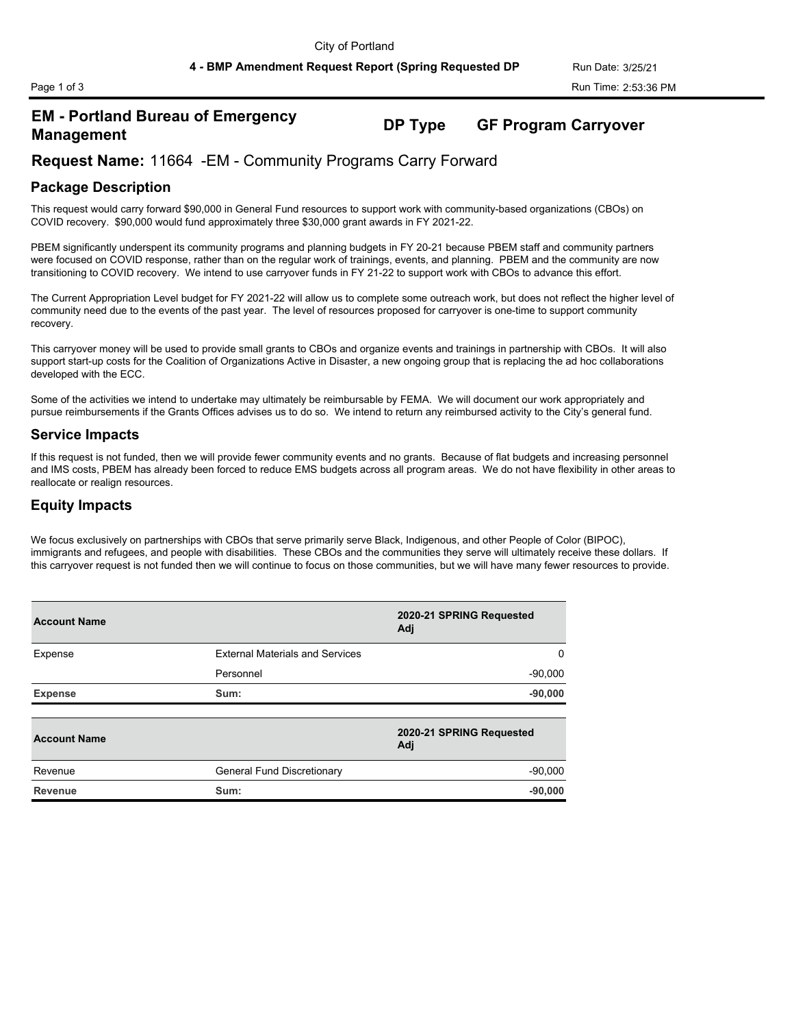City of Portland

**4 - BMP Amendment Request Report (Spring Requested DP**

Run Date: 3/25/21

Run Time: 2:53:36 PM

## EM - Portland Bureau of Emergency Management

**DP Type** **GF Program Carryover**

## Request Name: 11664 -EM - Community Programs Carry Forward

### Package Description

This request would carry forward $90,000 in General Fund resources to support work with community-based organizations (CBOs) on COVID recovery. $90,000 would fund approximately three $30,000 grant awards in FY 2021-22.

PBEM significantly underspent its community programs and planning budgets in FY 20-21 because PBEM staff and community partners were focused on COVID response, rather than on the regular work of trainings, events, and planning. PBEM and the community are now transitioning to COVID recovery. We intend to use carryover funds in FY 21-22 to support work with CBOs to advance this effort.

The Current Appropriation Level budget for FY 2021-22 will allow us to complete some outreach work, but does not reflect the higher level of community need due to the events of the past year. The level of resources proposed for carryover is one-time to support community recovery.

This carryover money will be used to provide small grants to CBOs and organize events and trainings in partnership with CBOs. It will also support start-up costs for the Coalition of Organizations Active in Disaster, a new ongoing group that is replacing the ad hoc collaborations developed with the ECC.

Some of the activities we intend to undertake may ultimately be reimbursable by FEMA. We will document our work appropriately and pursue reimbursements if the Grants Offices advises us to do so. We intend to return any reimbursed activity to the City's general fund.

### Service Impacts

If this request is not funded, then we will provide fewer community events and no grants. Because of flat budgets and increasing personnel and IMS costs, PBEM has already been forced to reduce EMS budgets across all program areas. We do not have flexibility in other areas to reallocate or realign resources.

### Equity Impacts

We focus exclusively on partnerships with CBOs that serve primarily serve Black, Indigenous, and other People of Color (BIPOC), immigrants and refugees, and people with disabilities. These CBOs and the communities they serve will ultimately receive these dollars. If this carryover request is not funded then we will continue to focus on those communities, but we will have many fewer resources to provide.

| Account Name | | 2020-21 SPRING Requested Adj |
|---|---|---|
| Expense | External Materials and Services | 0 |
| | Personnel | -90,000 |
| **Expense** | **Sum:** | **-90,000** |

| Account Name | | 2020-21 SPRING Requested Adj |
|---|---|---|
| Revenue | General Fund Discretionary | -90,000 |
| **Revenue** | **Sum:** | **-90,000** |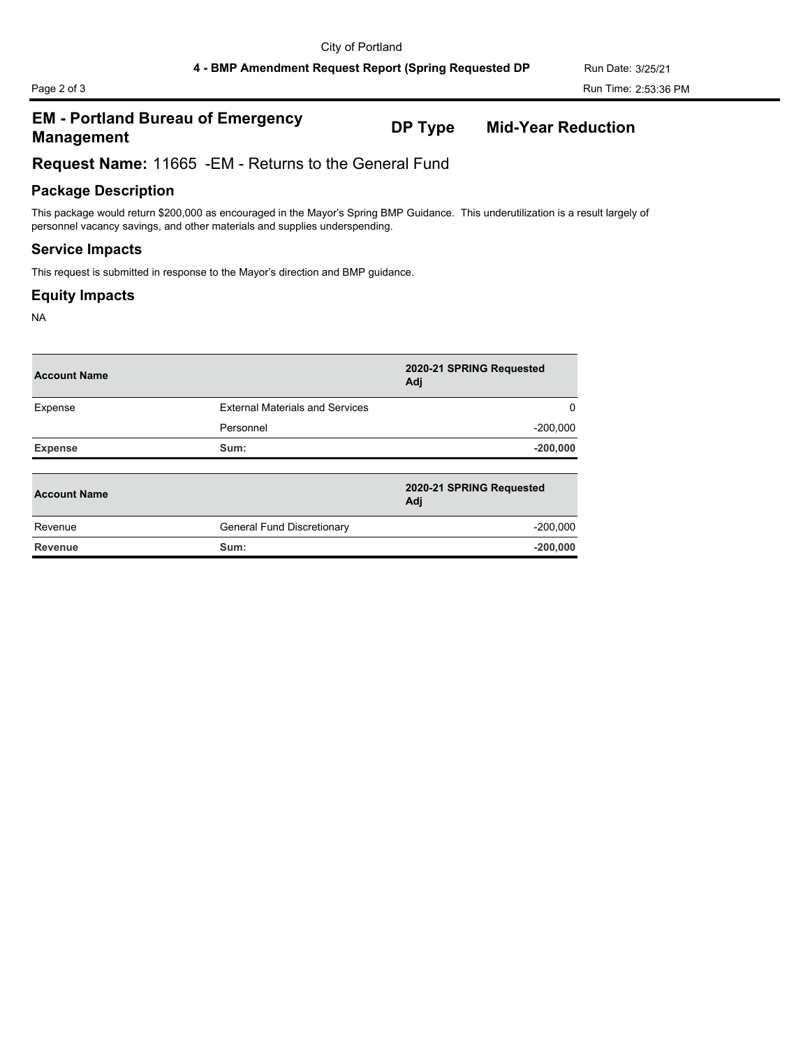## EM - Portland Bureau of Emergency Management

**DP Type** **Mid-Year Reduction**

## Request Name: 11665 -EM - Returns to the General Fund

### Package Description

This package would return $200,000 as encouraged in the Mayor's Spring BMP Guidance. This underutilization is a result largely of personnel vacancy savings, and other materials and supplies underspending.

### Service Impacts

This request is submitted in response to the Mayor's direction and BMP guidance.

### Equity Impacts

NA

| Account Name | | 2020-21 SPRING Requested Adj |
|---|---|---|
| Expense | External Materials and Services | 0 |
| | Personnel | -200,000 |
| **Expense** | **Sum:** | **-200,000** |

| Account Name | | 2020-21 SPRING Requested Adj |
|---|---|---|
| Revenue | General Fund Discretionary | -200,000 |
| **Revenue** | **Sum:** | **-200,000** |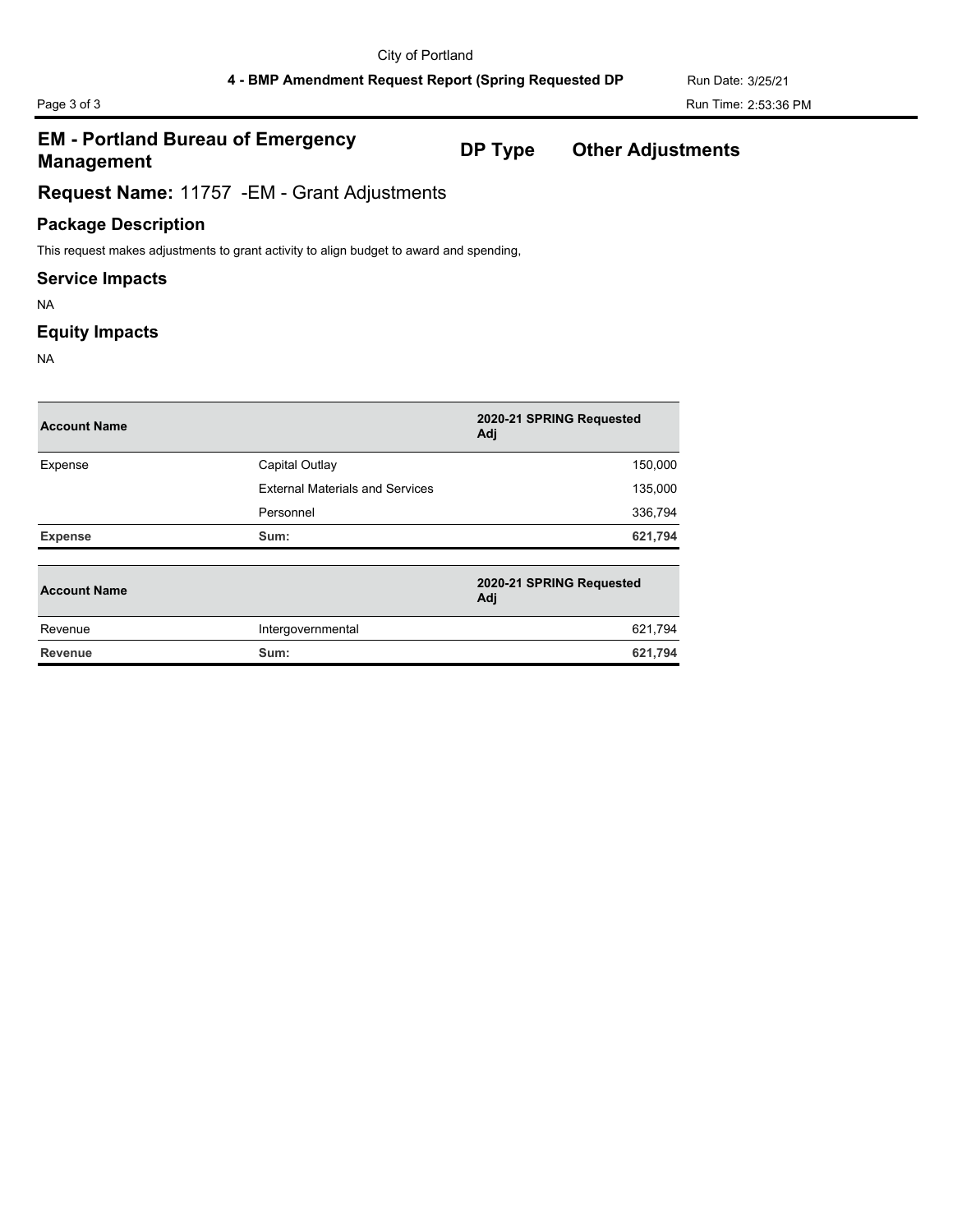## EM - Portland Bureau of Emergency Management

**DP Type** **Other Adjustments**

## Request Name: 11757 -EM - Grant Adjustments

### Package Description

This request makes adjustments to grant activity to align budget to award and spending,

### Service Impacts

NA

### Equity Impacts

NA

| Account Name | | 2020-21 SPRING Requested Adj |
|---|---|---|
| Expense | Capital Outlay | 150,000 |
| | External Materials and Services | 135,000 |
| | Personnel | 336,794 |
| **Expense** | **Sum:** | **621,794** |

| Account Name | | 2020-21 SPRING Requested Adj |
|---|---|---|
| Revenue | Intergovernmental | 621,794 |
| **Revenue** | **Sum:** | **621,794** |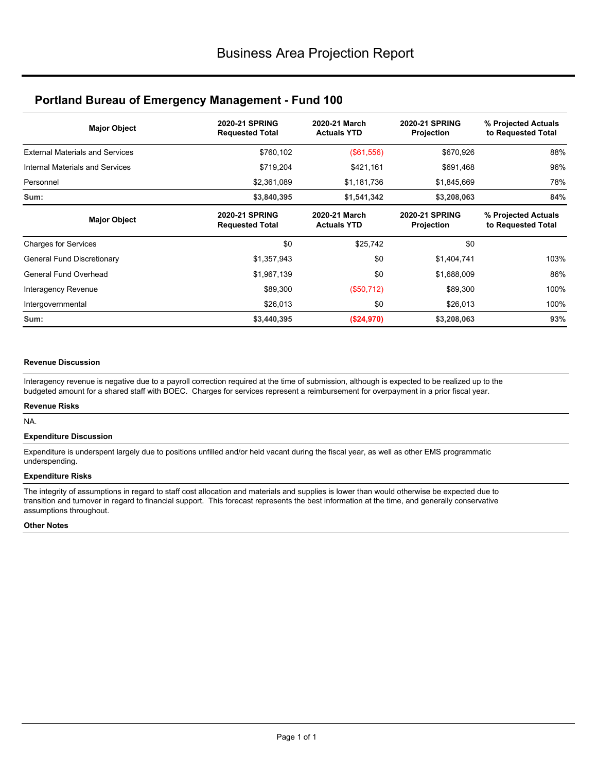# Business Area Projection Report

## Portland Bureau of Emergency Management - Fund 100

| Major Object | 2020-21 SPRING Requested Total | 2020-21 March Actuals YTD | 2020-21 SPRING Projection | % Projected Actuals to Requested Total |
|---|---|---|---|---|
| External Materials and Services | $760,102 | ($61,556) | $670,926 | 88% |
| Internal Materials and Services | $719,204 | $421,161 | $691,468 | 96% |
| Personnel | $2,361,089 | $1,181,736 | $1,845,669 | 78% |
| **Sum:** | **$3,840,395** | **$1,541,342** | **$3,208,063** | **84%** |

| Major Object | 2020-21 SPRING Requested Total | 2020-21 March Actuals YTD | 2020-21 SPRING Projection | % Projected Actuals to Requested Total |
|---|---|---|---|---|
| Charges for Services | $0 | $25,742 | $0 | |
| General Fund Discretionary | $1,357,943 | $0 | $1,404,741 | 103% |
| General Fund Overhead | $1,967,139 | $0 | $1,688,009 | 86% |
| Interagency Revenue | $89,300 | ($50,712) | $89,300 | 100% |
| Intergovernmental | $26,013 | $0 | $26,013 | 100% |
| **Sum:** | **$3,440,395** | **($24,970)** | **$3,208,063** | **93%** |

#### Revenue Discussion

Interagency revenue is negative due to a payroll correction required at the time of submission, although is expected to be realized up to the budgeted amount for a shared staff with BOEC. Charges for services represent a reimbursement for overpayment in a prior fiscal year.

#### Revenue Risks

NA.

#### Expenditure Discussion

Expenditure is underspent largely due to positions unfilled and/or held vacant during the fiscal year, as well as other EMS programmatic underspending.

#### Expenditure Risks

The integrity of assumptions in regard to staff cost allocation and materials and supplies is lower than would otherwise be expected due to transition and turnover in regard to financial support. This forecast represents the best information at the time, and generally conservative assumptions throughout.

#### Other Notes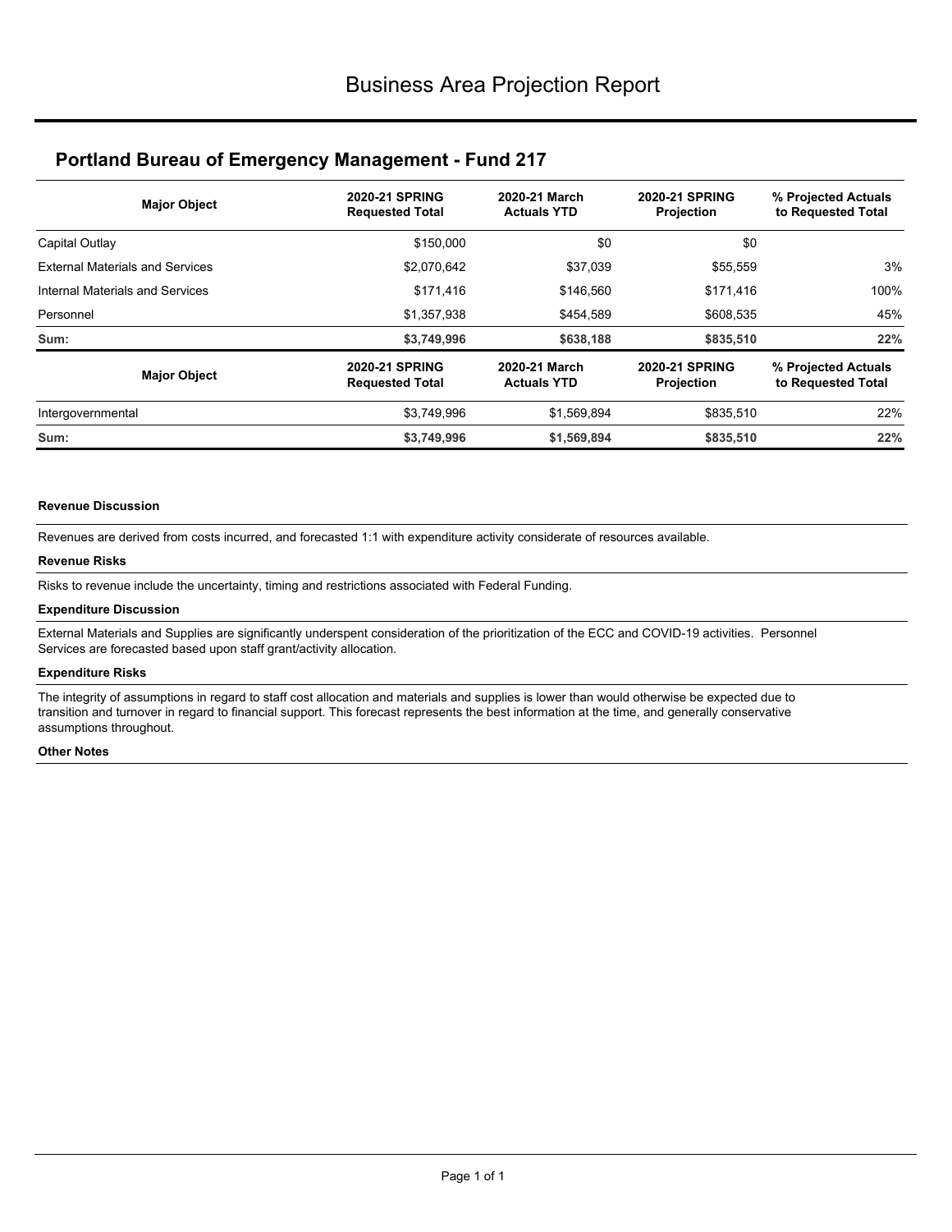# Business Area Projection Report

## Portland Bureau of Emergency Management - Fund 217

| Major Object | 2020-21 SPRING Requested Total | 2020-21 March Actuals YTD | 2020-21 SPRING Projection | % Projected Actuals to Requested Total |
|---|---|---|---|---|
| Capital Outlay | $150,000 | $0 | $0 | |
| External Materials and Services | $2,070,642 | $37,039 | $55,559 | 3% |
| Internal Materials and Services | $171,416 | $146,560 | $171,416 | 100% |
| Personnel | $1,357,938 | $454,589 | $608,535 | 45% |
| **Sum:** | **$3,749,996** | **$638,188** | **$835,510** | **22%** |

| Major Object | 2020-21 SPRING Requested Total | 2020-21 March Actuals YTD | 2020-21 SPRING Projection | % Projected Actuals to Requested Total |
|---|---|---|---|---|
| Intergovernmental | $3,749,996 | $1,569,894 | $835,510 | 22% |
| **Sum:** | **$3,749,996** | **$1,569,894** | **$835,510** | **22%** |

**Revenue Discussion**

Revenues are derived from costs incurred, and forecasted 1:1 with expenditure activity considerate of resources available.

**Revenue Risks**

Risks to revenue include the uncertainty, timing and restrictions associated with Federal Funding.

**Expenditure Discussion**

External Materials and Supplies are significantly underspent consideration of the prioritization of the ECC and COVID-19 activities. Personnel Services are forecasted based upon staff grant/activity allocation.

**Expenditure Risks**

The integrity of assumptions in regard to staff cost allocation and materials and supplies is lower than would otherwise be expected due to transition and turnover in regard to financial support. This forecast represents the best information at the time, and generally conservative assumptions throughout.

**Other Notes**